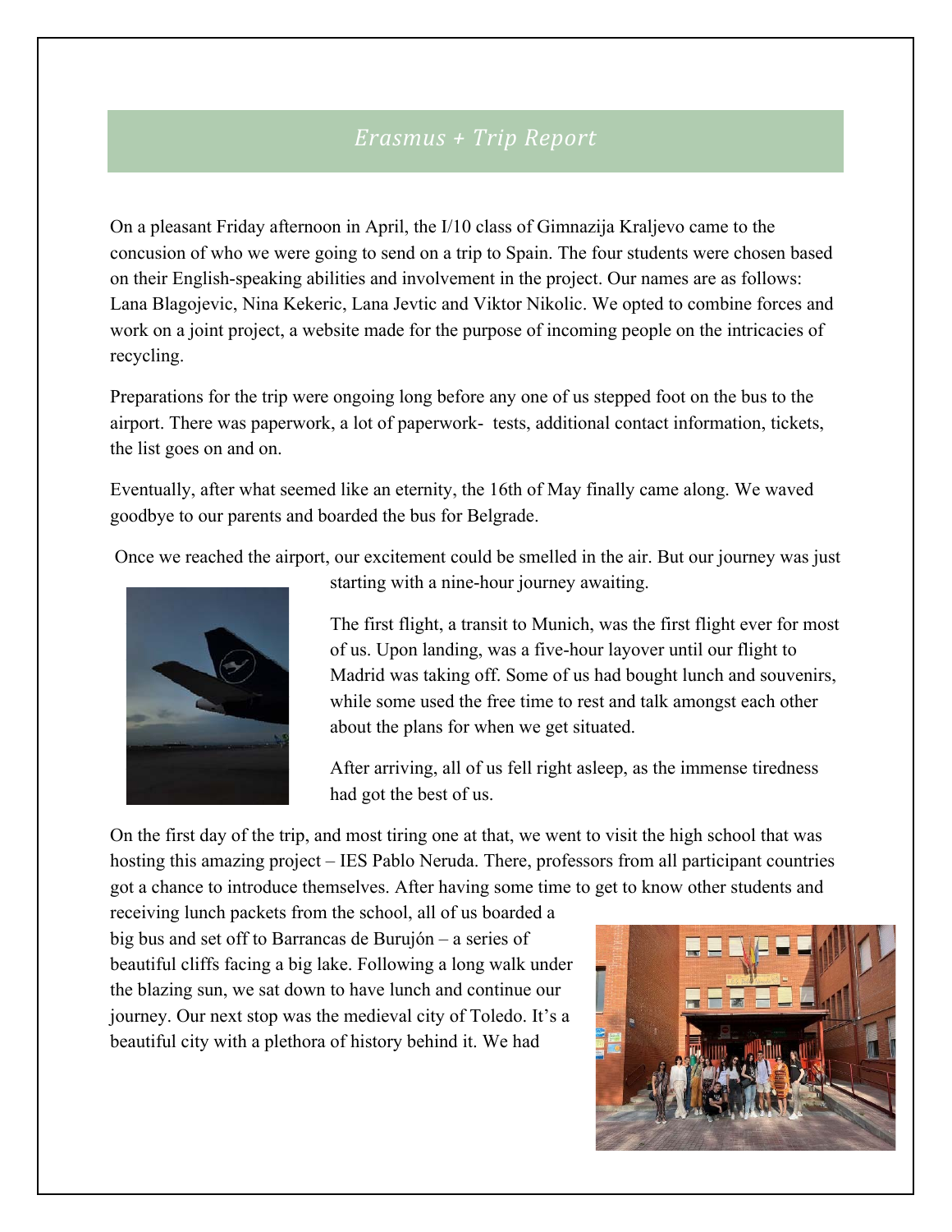# *Erasmus + Trip Report*

On a pleasant Friday afternoon in April, the I/10 class of Gimnazija Kraljevo came to the concusion of who we were going to send on a trip to Spain. The four students were chosen based on their English-speaking abilities and involvement in the project. Our names are as follows: Lana Blagojevic, Nina Kekeric, Lana Jevtic and Viktor Nikolic. We opted to combine forces and work on a joint project, a website made for the purpose of incoming people on the intricacies of recycling.

Preparations for the trip were ongoing long before any one of us stepped foot on the bus to the airport. There was paperwork, a lot of paperwork- tests, additional contact information, tickets, the list goes on and on.

Eventually, after what seemed like an eternity, the 16th of May finally came along. We waved goodbye to our parents and boarded the bus for Belgrade.

Once we reached the airport, our excitement could be smelled in the air. But our journey was just starting with a nine-hour journey awaiting.

The first flight, a transit to Munich, was the first flight ever for most of us. Upon landing, was a five-hour layover until our flight to Madrid was taking off. Some of us had bought lunch and souvenirs, while some used the free time to rest and talk amongst each other about the plans for when we get situated.

After arriving, all of us fell right asleep, as the immense tiredness had got the best of us.

On the first day of the trip, and most tiring one at that, we went to visit the high school that was hosting this amazing project – IES Pablo Neruda. There, professors from all participant countries got a chance to introduce themselves. After having some time to get to know other students and receiving lunch packets from the school, all of us boarded a big bus and set off to Barrancas de Burujón – a series of beautiful cliffs facing a big lake. Following a long walk under the blazing sun, we sat down to have lunch and continue our journey. Our next stop was the medieval city of Toledo. It's a beautiful city with a plethora of history behind it. We had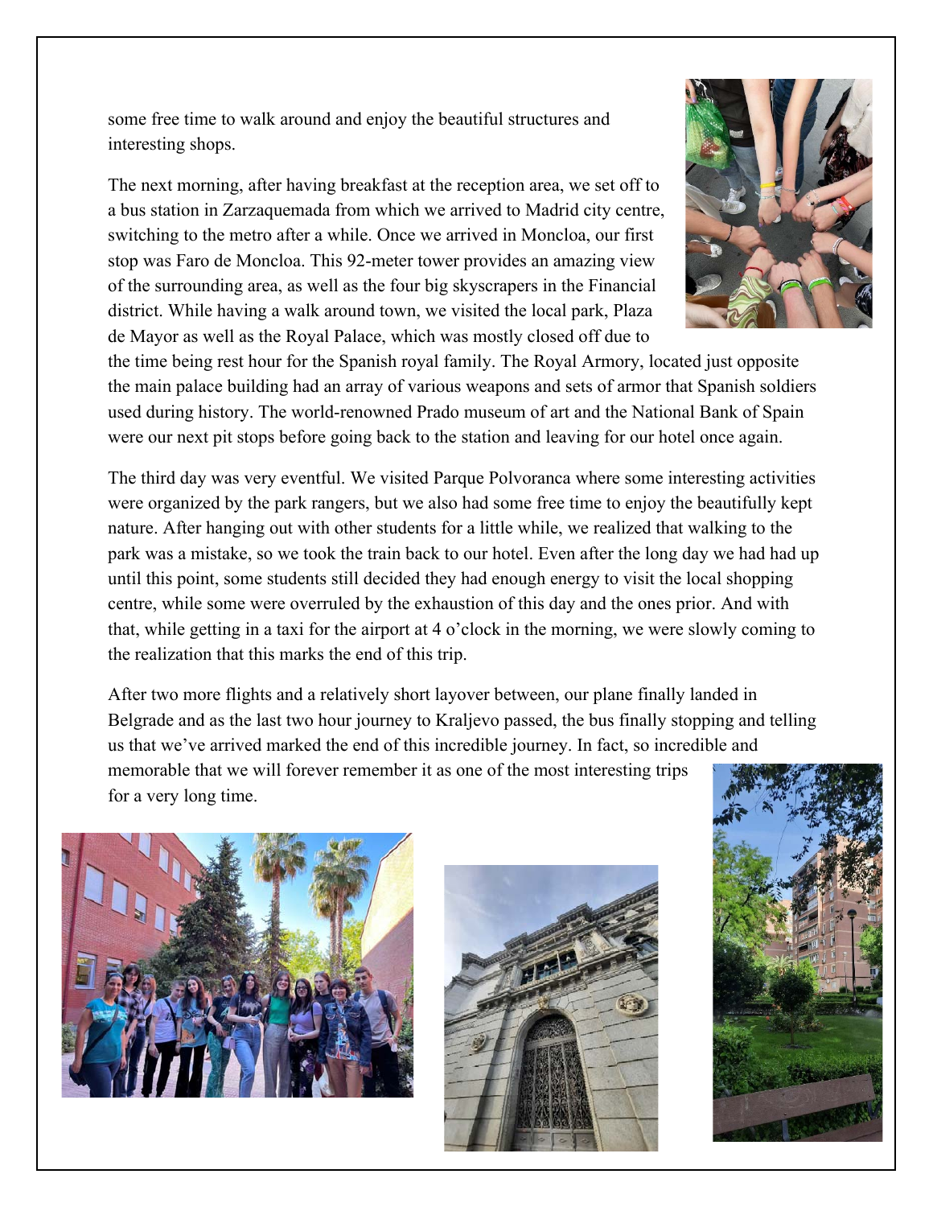some free time to walk around and enjoy the beautiful structures and interesting shops.

The next morning, after having breakfast at the reception area, we set off to a bus station in Zarzaquemada from which we arrived to Madrid city centre, switching to the metro after a while. Once we arrived in Moncloa, our first stop was Faro de Moncloa. This 92-meter tower provides an amazing view of the surrounding area, as well as the four big skyscrapers in the Financial district. While having a walk around town, we visited the local park, Plaza de Mayor as well as the Royal Palace, which was mostly closed off due to the time being rest hour for the Spanish royal family. The Royal Armory, located just opposite the main palace building had an array of various weapons and sets of armor that Spanish soldiers used during history. The world-renowned Prado museum of art and the National Bank of Spain were our next pit stops before going back to the station and leaving for our hotel once again.

The third day was very eventful. We visited Parque Polvoranca where some interesting activities were organized by the park rangers, but we also had some free time to enjoy the beautifully kept nature. After hanging out with other students for a little while, we realized that walking to the park was a mistake, so we took the train back to our hotel. Even after the long day we had had up until this point, some students still decided they had enough energy to visit the local shopping centre, while some were overruled by the exhaustion of this day and the ones prior. And with that, while getting in a taxi for the airport at 4 o'clock in the morning, we were slowly coming to the realization that this marks the end of this trip.

After two more flights and a relatively short layover between, our plane finally landed in Belgrade and as the last two hour journey to Kraljevo passed, the bus finally stopping and telling us that we've arrived marked the end of this incredible journey. In fact, so incredible and memorable that we will forever remember it as one of the most interesting trips for a very long time.